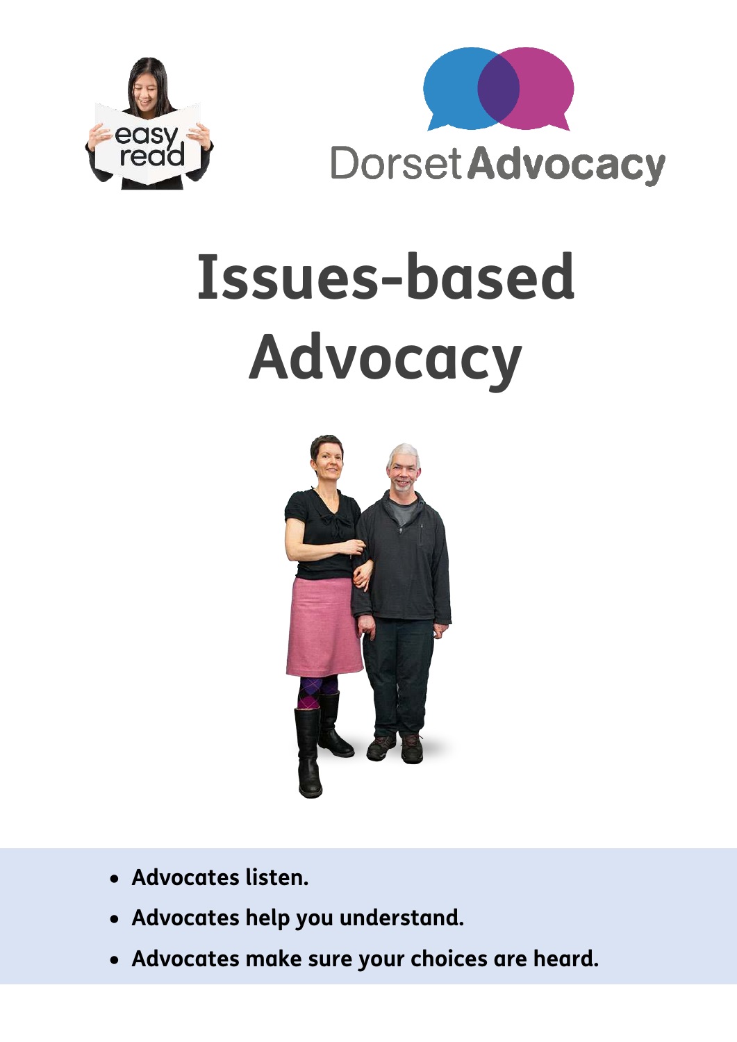easy read

Dorset Advocacy

# Issues-based Advocacy

- **Advocates listen.**
- **Advocates help you understand.**
- **Advocates make sure your choices are heard.**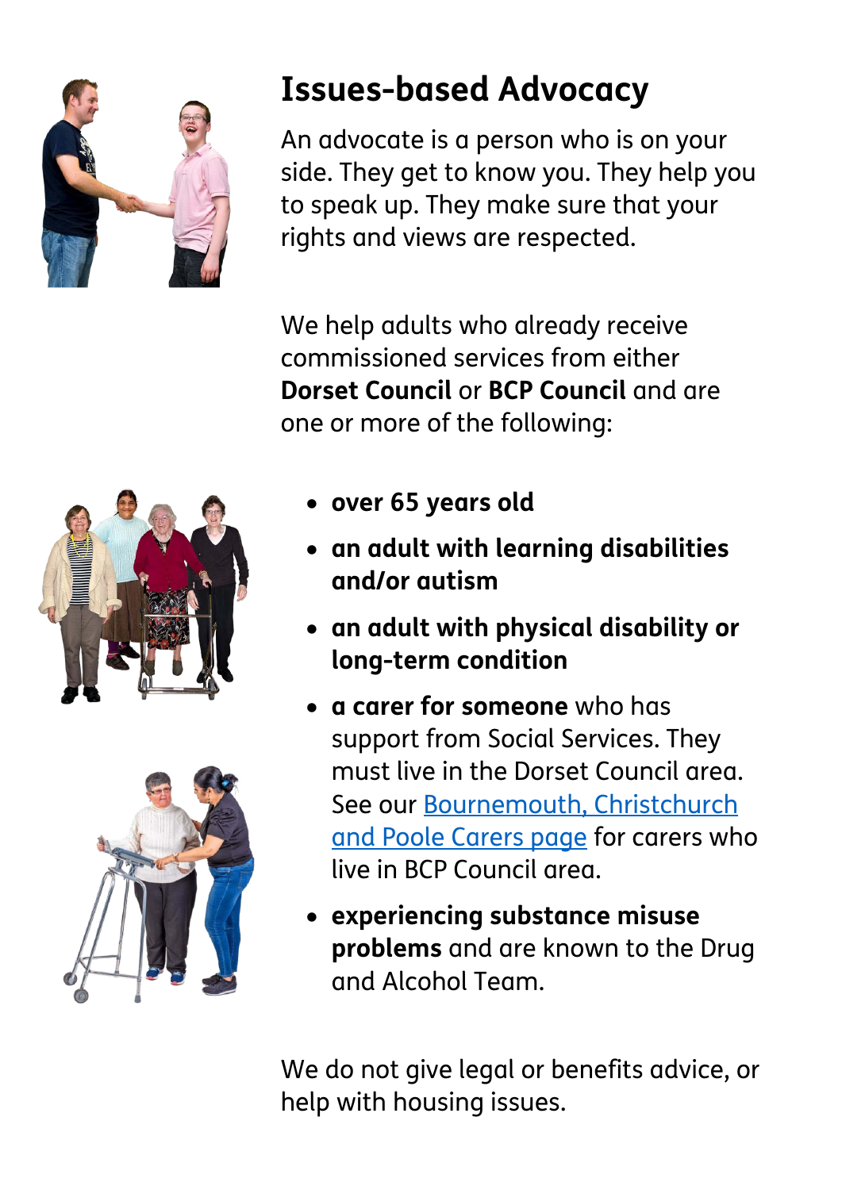## Issues-based Advocacy

An advocate is a person who is on your side. They get to know you. They help you to speak up. They make sure that your rights and views are respected.

We help adults who already receive commissioned services from either **Dorset Council** or **BCP Council** and are one or more of the following:

- **over 65 years old**
- **an adult with learning disabilities and/or autism**
- **an adult with physical disability or long-term condition**
- **a carer for someone** who has support from Social Services. They must live in the Dorset Council area. See our Bournemouth, Christchurch and Poole Carers page for carers who live in BCP Council area.
- **experiencing substance misuse problems** and are known to the Drug and Alcohol Team.

We do not give legal or benefits advice, or help with housing issues.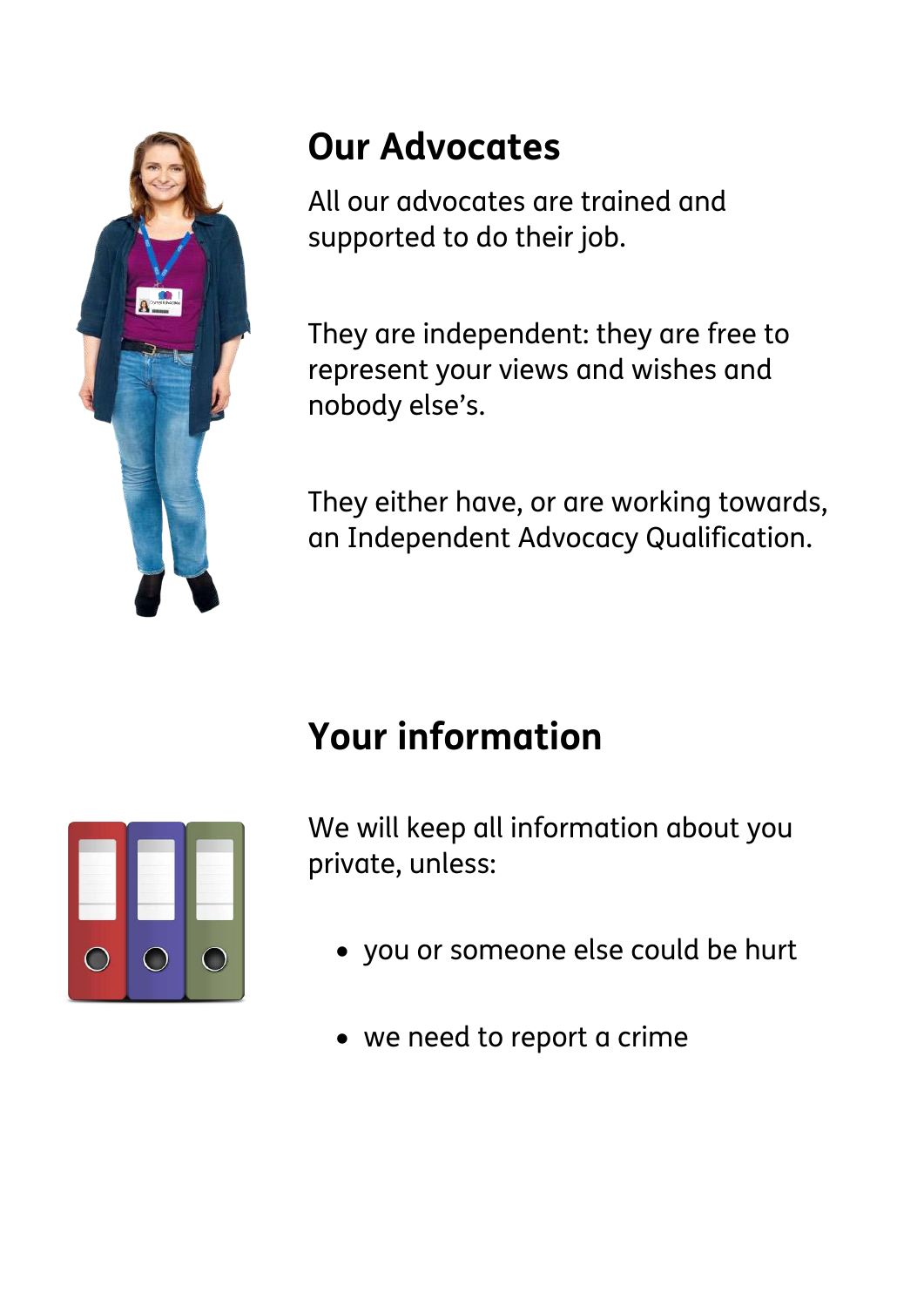## Our Advocates

All our advocates are trained and supported to do their job.

They are independent: they are free to represent your views and wishes and nobody else's.

They either have, or are working towards, an Independent Advocacy Qualification.

## Your information

We will keep all information about you private, unless:

- you or someone else could be hurt
- we need to report a crime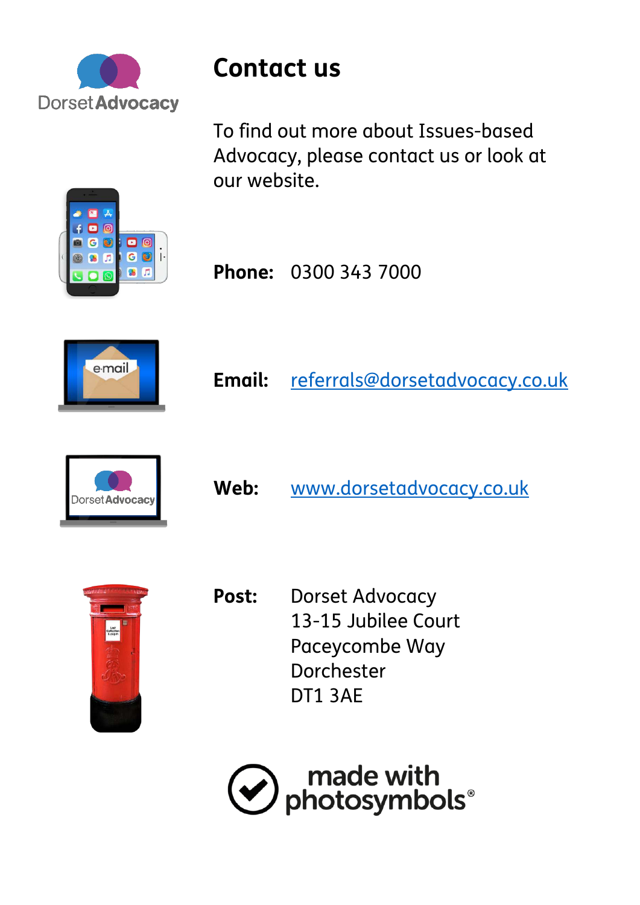DorsetAdvocacy

# Contact us

To find out more about Issues-based Advocacy, please contact us or look at our website.

**Phone:** 0300 343 7000

**Email:** referrals@dorsetadvocacy.co.uk

**Web:** www.dorsetadvocacy.co.uk

**Post:** Dorset Advocacy
13-15 Jubilee Court
Paceycombe Way
Dorchester
DT1 3AE

made with photosymbols®